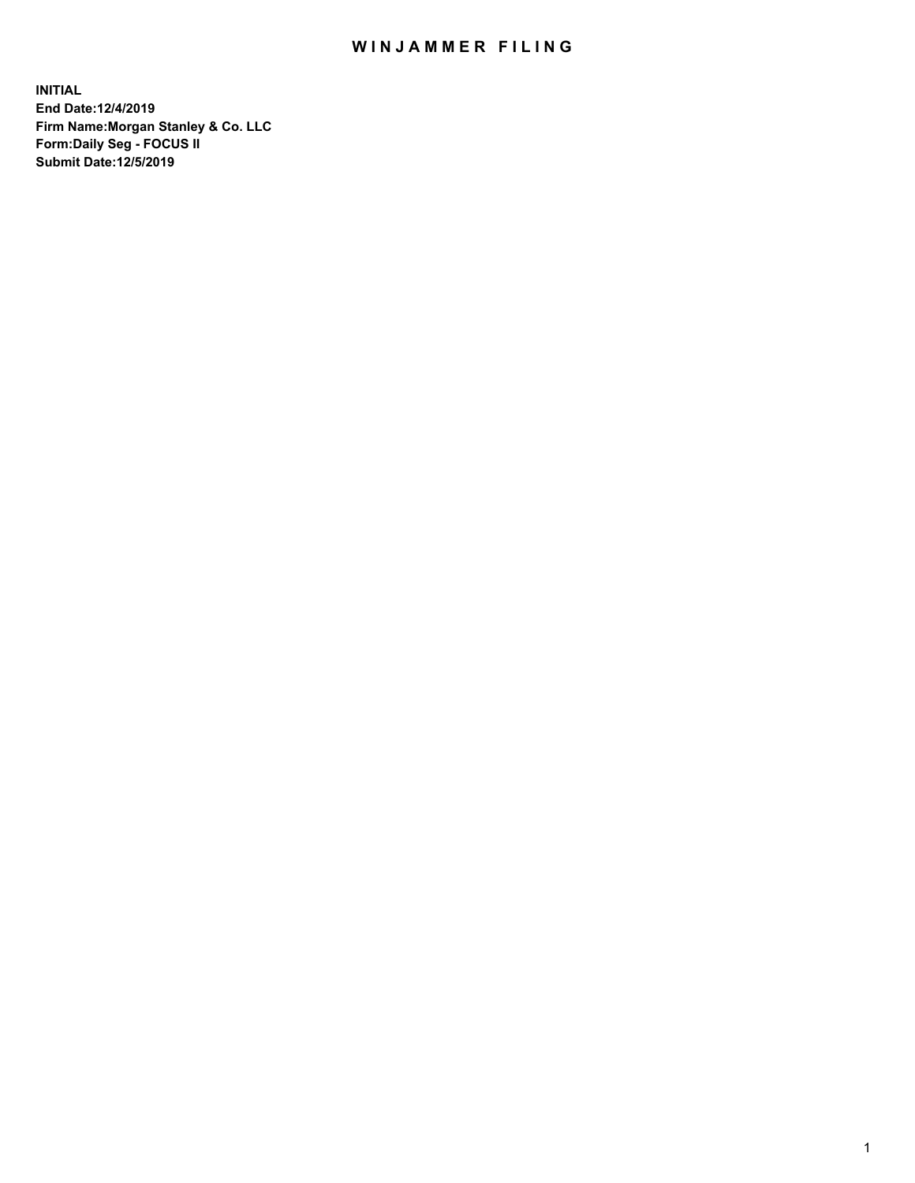# WINJAMMER FILING

**INITIAL**
**End Date:12/4/2019**
**Firm Name:Morgan Stanley & Co. LLC**
**Form:Daily Seg - FOCUS II**
**Submit Date:12/5/2019**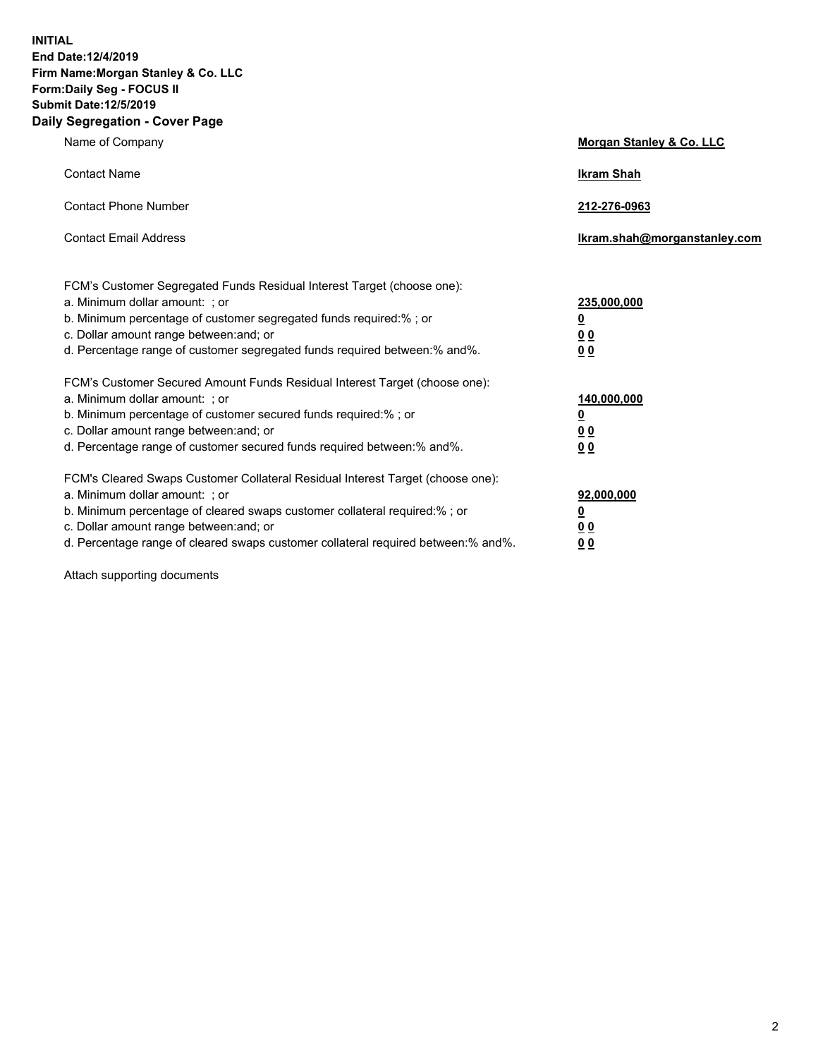**INITIAL**
**End Date:12/4/2019**
**Firm Name:Morgan Stanley & Co. LLC**
**Form:Daily Seg - FOCUS II**
**Submit Date:12/5/2019**
**Daily Segregation - Cover Page**

| | |
|---|---|
| Name of Company | **Morgan Stanley & Co. LLC** |
| Contact Name | **Ikram Shah** |
| Contact Phone Number | **212-276-0963** |
| Contact Email Address | **Ikram.shah@morganstanley.com** |

| | |
|---|---|
| FCM's Customer Segregated Funds Residual Interest Target (choose one): | |
| a. Minimum dollar amount: ; or | **235,000,000** |
| b. Minimum percentage of customer segregated funds required:% ; or | **0** |
| c. Dollar amount range between:and; or | **0 0** |
| d. Percentage range of customer segregated funds required between:% and%. | **0 0** |
| FCM's Customer Secured Amount Funds Residual Interest Target (choose one): | |
| a. Minimum dollar amount: ; or | **140,000,000** |
| b. Minimum percentage of customer secured funds required:% ; or | **0** |
| c. Dollar amount range between:and; or | **0 0** |
| d. Percentage range of customer secured funds required between:% and%. | **0 0** |
| FCM's Cleared Swaps Customer Collateral Residual Interest Target (choose one): | |
| a. Minimum dollar amount: ; or | **92,000,000** |
| b. Minimum percentage of cleared swaps customer collateral required:% ; or | **0** |
| c. Dollar amount range between:and; or | **0 0** |
| d. Percentage range of cleared swaps customer collateral required between:% and%. | **0 0** |

Attach supporting documents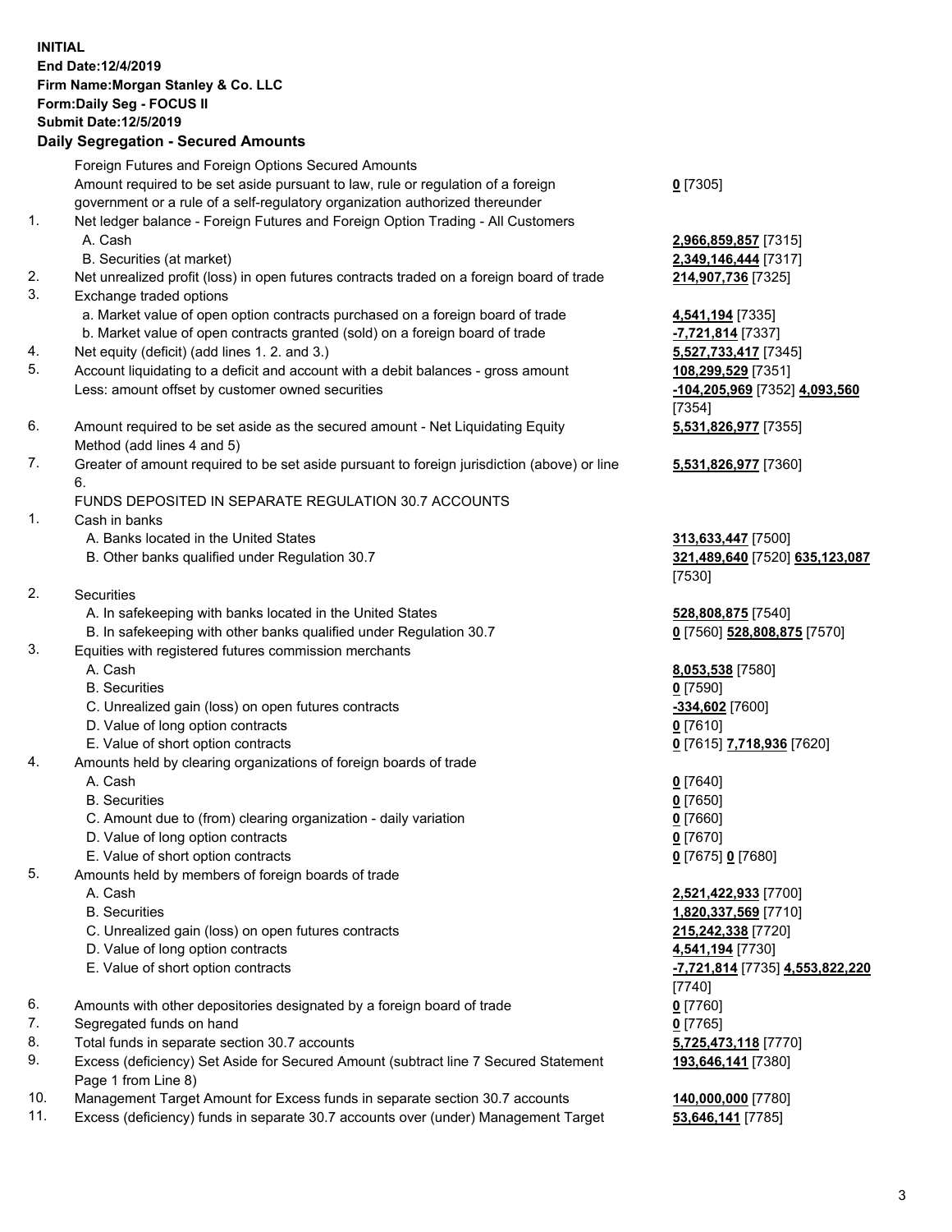**INITIAL**
**End Date:12/4/2019**
**Firm Name:Morgan Stanley & Co. LLC**
**Form:Daily Seg - FOCUS II**
**Submit Date:12/5/2019**

**Daily Segregation - Secured Amounts**

| | | |
|---|---|---|
| | Foreign Futures and Foreign Options Secured Amounts | |
| | Amount required to be set aside pursuant to law, rule or regulation of a foreign government or a rule of a self-regulatory organization authorized thereunder | **0** [7305] |
| 1. | Net ledger balance - Foreign Futures and Foreign Option Trading - All Customers | |
| | A. Cash | **2,966,859,857** [7315] |
| | B. Securities (at market) | **2,349,146,444** [7317] |
| 2. | Net unrealized profit (loss) in open futures contracts traded on a foreign board of trade | **214,907,736** [7325] |
| 3. | Exchange traded options | |
| | a. Market value of open option contracts purchased on a foreign board of trade | **4,541,194** [7335] |
| | b. Market value of open contracts granted (sold) on a foreign board of trade | **-7,721,814** [7337] |
| 4. | Net equity (deficit) (add lines 1. 2. and 3.) | **5,527,733,417** [7345] |
| 5. | Account liquidating to a deficit and account with a debit balances - gross amount | **108,299,529** [7351] |
| | Less: amount offset by customer owned securities | **-104,205,969** [7352] **4,093,560** [7354] |
| 6. | Amount required to be set aside as the secured amount - Net Liquidating Equity Method (add lines 4 and 5) | **5,531,826,977** [7355] |
| 7. | Greater of amount required to be set aside pursuant to foreign jurisdiction (above) or line 6. | **5,531,826,977** [7360] |
| | FUNDS DEPOSITED IN SEPARATE REGULATION 30.7 ACCOUNTS | |
| 1. | Cash in banks | |
| | A. Banks located in the United States | **313,633,447** [7500] |
| | B. Other banks qualified under Regulation 30.7 | **321,489,640** [7520] **635,123,087** [7530] |
| 2. | Securities | |
| | A. In safekeeping with banks located in the United States | **528,808,875** [7540] |
| | B. In safekeeping with other banks qualified under Regulation 30.7 | **0** [7560] **528,808,875** [7570] |
| 3. | Equities with registered futures commission merchants | |
| | A. Cash | **8,053,538** [7580] |
| | B. Securities | **0** [7590] |
| | C. Unrealized gain (loss) on open futures contracts | **-334,602** [7600] |
| | D. Value of long option contracts | **0** [7610] |
| | E. Value of short option contracts | **0** [7615] **7,718,936** [7620] |
| 4. | Amounts held by clearing organizations of foreign boards of trade | |
| | A. Cash | **0** [7640] |
| | B. Securities | **0** [7650] |
| | C. Amount due to (from) clearing organization - daily variation | **0** [7660] |
| | D. Value of long option contracts | **0** [7670] |
| | E. Value of short option contracts | **0** [7675] **0** [7680] |
| 5. | Amounts held by members of foreign boards of trade | |
| | A. Cash | **2,521,422,933** [7700] |
| | B. Securities | **1,820,337,569** [7710] |
| | C. Unrealized gain (loss) on open futures contracts | **215,242,338** [7720] |
| | D. Value of long option contracts | **4,541,194** [7730] |
| | E. Value of short option contracts | **-7,721,814** [7735] **4,553,822,220** [7740] |
| 6. | Amounts with other depositories designated by a foreign board of trade | **0** [7760] |
| 7. | Segregated funds on hand | **0** [7765] |
| 8. | Total funds in separate section 30.7 accounts | **5,725,473,118** [7770] |
| 9. | Excess (deficiency) Set Aside for Secured Amount (subtract line 7 Secured Statement Page 1 from Line 8) | **193,646,141** [7380] |
| 10. | Management Target Amount for Excess funds in separate section 30.7 accounts | **140,000,000** [7780] |
| 11. | Excess (deficiency) funds in separate 30.7 accounts over (under) Management Target | **53,646,141** [7785] |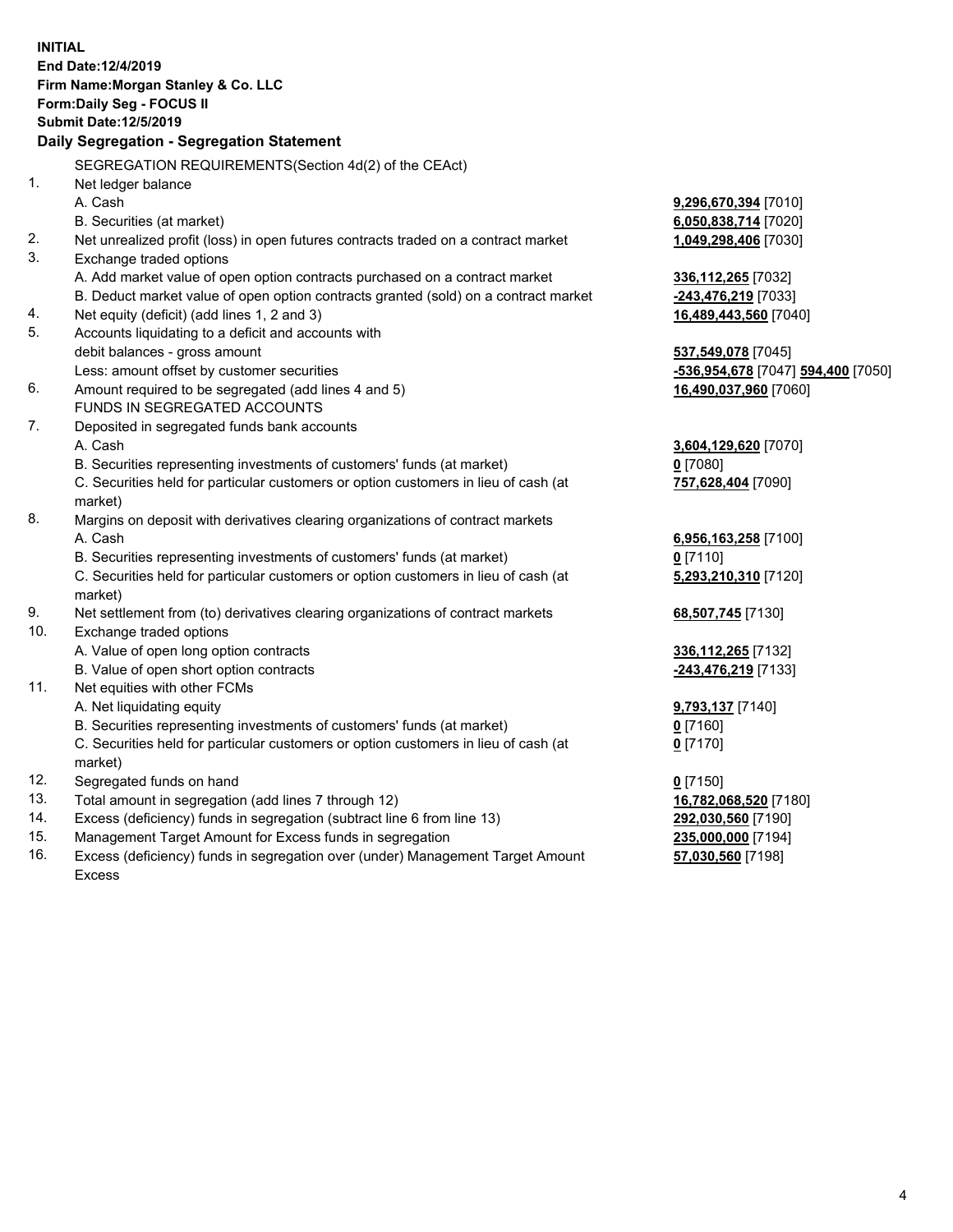**INITIAL**
**End Date:12/4/2019**
**Firm Name:Morgan Stanley & Co. LLC**
**Form:Daily Seg - FOCUS II**
**Submit Date:12/5/2019**

**Daily Segregation - Segregation Statement**

| | | |
|---|---|---|
| | SEGREGATION REQUIREMENTS(Section 4d(2) of the CEAct) | |
| 1. | Net ledger balance | |
| | A. Cash | **9,296,670,394** [7010] |
| | B. Securities (at market) | **6,050,838,714** [7020] |
| 2. | Net unrealized profit (loss) in open futures contracts traded on a contract market | **1,049,298,406** [7030] |
| 3. | Exchange traded options | |
| | A. Add market value of open option contracts purchased on a contract market | **336,112,265** [7032] |
| | B. Deduct market value of open option contracts granted (sold) on a contract market | **-243,476,219** [7033] |
| 4. | Net equity (deficit) (add lines 1, 2 and 3) | **16,489,443,560** [7040] |
| 5. | Accounts liquidating to a deficit and accounts with debit balances - gross amount | **537,549,078** [7045] |
| | Less: amount offset by customer securities | **-536,954,678** [7047] **594,400** [7050] |
| 6. | Amount required to be segregated (add lines 4 and 5) | **16,490,037,960** [7060] |
| | FUNDS IN SEGREGATED ACCOUNTS | |
| 7. | Deposited in segregated funds bank accounts | |
| | A. Cash | **3,604,129,620** [7070] |
| | B. Securities representing investments of customers' funds (at market) | **0** [7080] |
| | C. Securities held for particular customers or option customers in lieu of cash (at market) | **757,628,404** [7090] |
| 8. | Margins on deposit with derivatives clearing organizations of contract markets | |
| | A. Cash | **6,956,163,258** [7100] |
| | B. Securities representing investments of customers' funds (at market) | **0** [7110] |
| | C. Securities held for particular customers or option customers in lieu of cash (at market) | **5,293,210,310** [7120] |
| 9. | Net settlement from (to) derivatives clearing organizations of contract markets | **68,507,745** [7130] |
| 10. | Exchange traded options | |
| | A. Value of open long option contracts | **336,112,265** [7132] |
| | B. Value of open short option contracts | **-243,476,219** [7133] |
| 11. | Net equities with other FCMs | |
| | A. Net liquidating equity | **9,793,137** [7140] |
| | B. Securities representing investments of customers' funds (at market) | **0** [7160] |
| | C. Securities held for particular customers or option customers in lieu of cash (at market) | **0** [7170] |
| 12. | Segregated funds on hand | **0** [7150] |
| 13. | Total amount in segregation (add lines 7 through 12) | **16,782,068,520** [7180] |
| 14. | Excess (deficiency) funds in segregation (subtract line 6 from line 13) | **292,030,560** [7190] |
| 15. | Management Target Amount for Excess funds in segregation | **235,000,000** [7194] |
| 16. | Excess (deficiency) funds in segregation over (under) Management Target Amount Excess | **57,030,560** [7198] |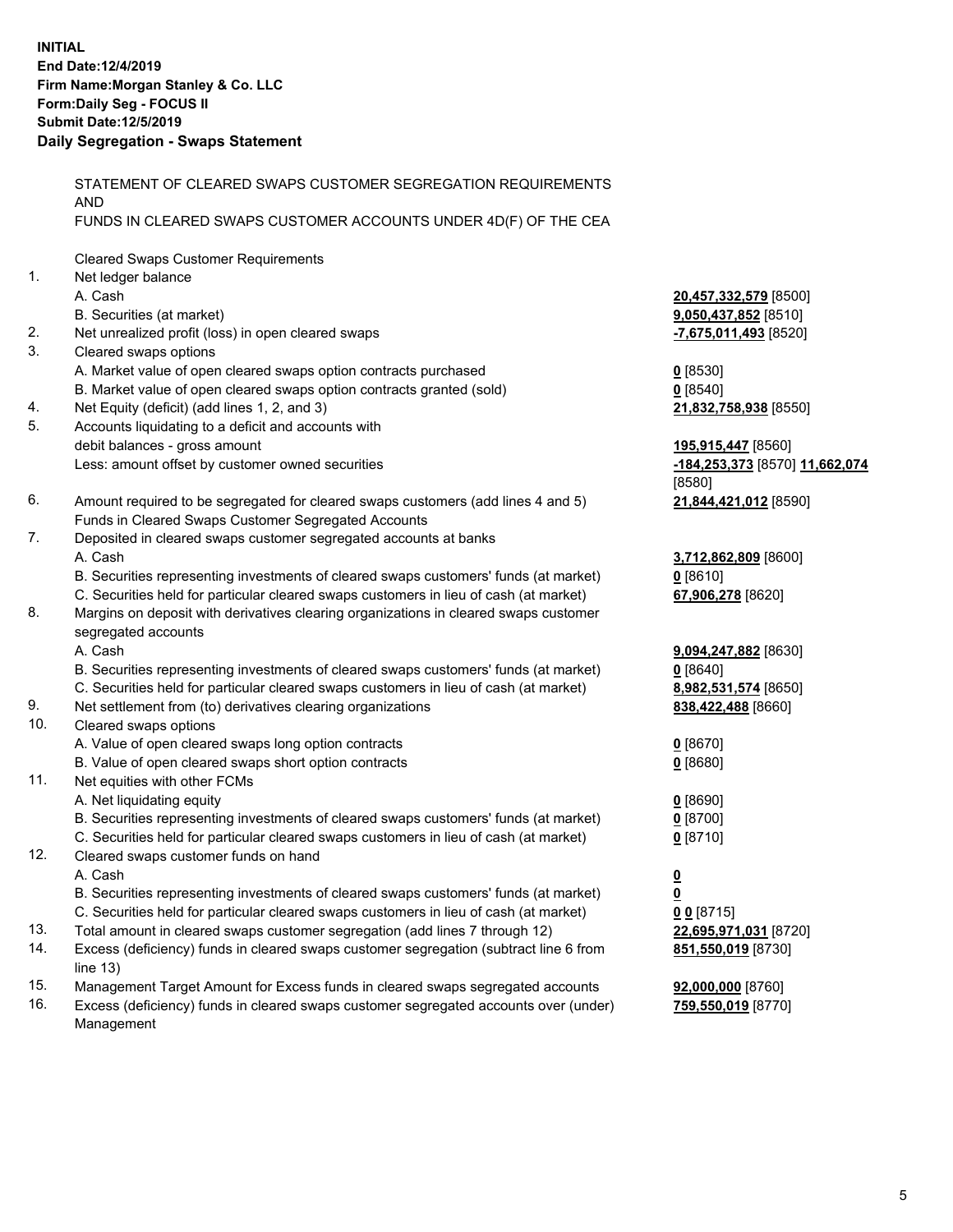**INITIAL**
**End Date:12/4/2019**
**Firm Name:Morgan Stanley & Co. LLC**
**Form:Daily Seg - FOCUS II**
**Submit Date:12/5/2019**
**Daily Segregation - Swaps Statement**

STATEMENT OF CLEARED SWAPS CUSTOMER SEGREGATION REQUIREMENTS AND FUNDS IN CLEARED SWAPS CUSTOMER ACCOUNTS UNDER 4D(F) OF THE CEA

| | | |
|---|---|---|
| | Cleared Swaps Customer Requirements | |
| 1. | Net ledger balance | |
| | A. Cash | **20,457,332,579** [8500] |
| | B. Securities (at market) | **9,050,437,852** [8510] |
| 2. | Net unrealized profit (loss) in open cleared swaps | **-7,675,011,493** [8520] |
| 3. | Cleared swaps options | |
| | A. Market value of open cleared swaps option contracts purchased | **0** [8530] |
| | B. Market value of open cleared swaps option contracts granted (sold) | **0** [8540] |
| 4. | Net Equity (deficit) (add lines 1, 2, and 3) | **21,832,758,938** [8550] |
| 5. | Accounts liquidating to a deficit and accounts with debit balances - gross amount | **195,915,447** [8560] |
| | Less: amount offset by customer owned securities | **-184,253,373** [8570] **11,662,074** [8580] |
| 6. | Amount required to be segregated for cleared swaps customers (add lines 4 and 5) | **21,844,421,012** [8590] |
| | Funds in Cleared Swaps Customer Segregated Accounts | |
| 7. | Deposited in cleared swaps customer segregated accounts at banks | |
| | A. Cash | **3,712,862,809** [8600] |
| | B. Securities representing investments of cleared swaps customers' funds (at market) | **0** [8610] |
| | C. Securities held for particular cleared swaps customers in lieu of cash (at market) | **67,906,278** [8620] |
| 8. | Margins on deposit with derivatives clearing organizations in cleared swaps customer segregated accounts | |
| | A. Cash | **9,094,247,882** [8630] |
| | B. Securities representing investments of cleared swaps customers' funds (at market) | **0** [8640] |
| | C. Securities held for particular cleared swaps customers in lieu of cash (at market) | **8,982,531,574** [8650] |
| 9. | Net settlement from (to) derivatives clearing organizations | **838,422,488** [8660] |
| 10. | Cleared swaps options | |
| | A. Value of open cleared swaps long option contracts | **0** [8670] |
| | B. Value of open cleared swaps short option contracts | **0** [8680] |
| 11. | Net equities with other FCMs | |
| | A. Net liquidating equity | **0** [8690] |
| | B. Securities representing investments of cleared swaps customers' funds (at market) | **0** [8700] |
| | C. Securities held for particular cleared swaps customers in lieu of cash (at market) | **0** [8710] |
| 12. | Cleared swaps customer funds on hand | |
| | A. Cash | **0** |
| | B. Securities representing investments of cleared swaps customers' funds (at market) | **0** |
| | C. Securities held for particular cleared swaps customers in lieu of cash (at market) | **0** **0** [8715] |
| 13. | Total amount in cleared swaps customer segregation (add lines 7 through 12) | **22,695,971,031** [8720] |
| 14. | Excess (deficiency) funds in cleared swaps customer segregation (subtract line 6 from line 13) | **851,550,019** [8730] |
| 15. | Management Target Amount for Excess funds in cleared swaps segregated accounts | **92,000,000** [8760] |
| 16. | Excess (deficiency) funds in cleared swaps customer segregated accounts over (under) Management | **759,550,019** [8770] |